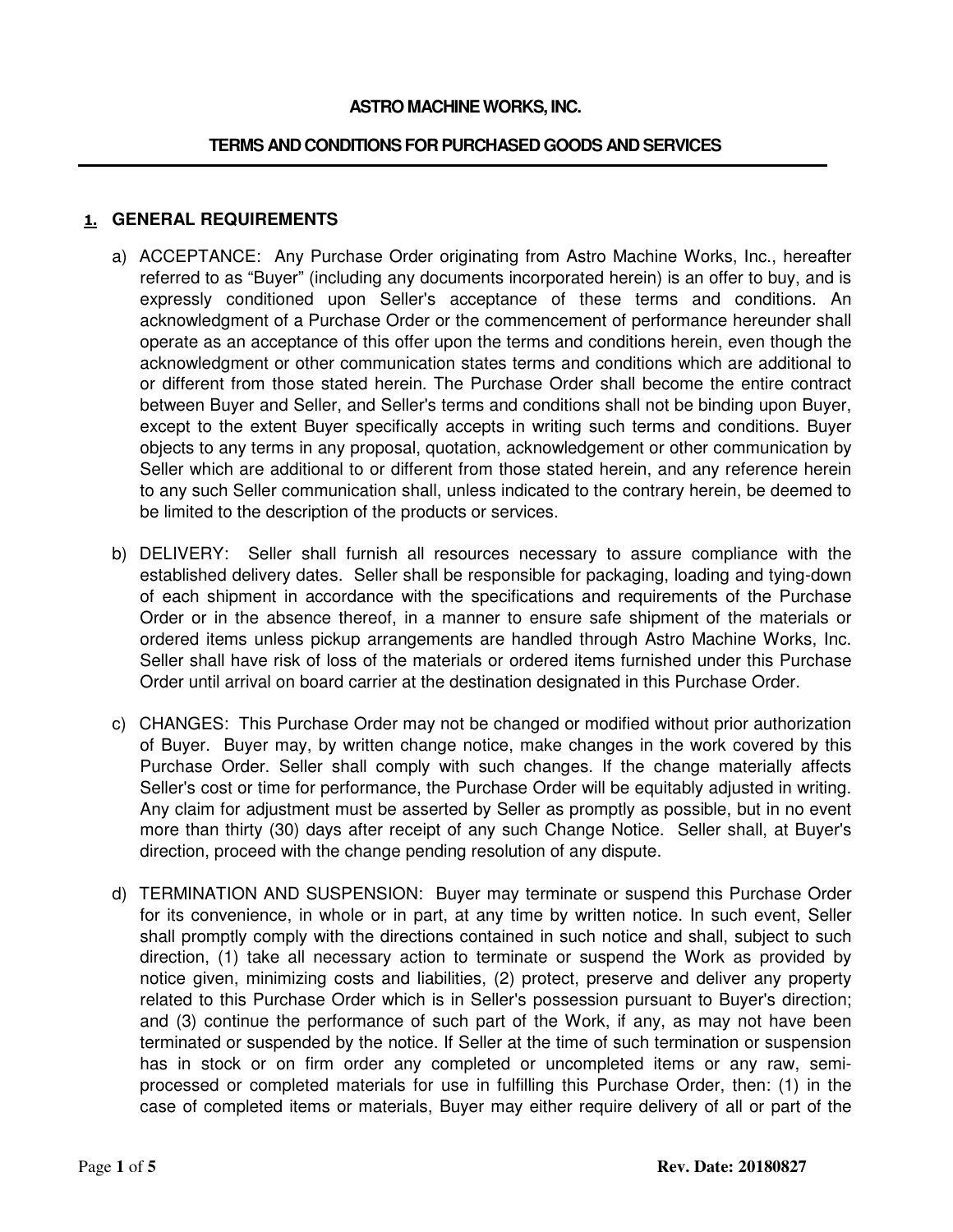# ASTRO MACHINE WORKS, INC.

## TERMS AND CONDITIONS FOR PURCHASED GOODS AND SERVICES

### 1. GENERAL REQUIREMENTS

a) ACCEPTANCE: Any Purchase Order originating from Astro Machine Works, Inc., hereafter referred to as "Buyer" (including any documents incorporated herein) is an offer to buy, and is expressly conditioned upon Seller's acceptance of these terms and conditions. An acknowledgment of a Purchase Order or the commencement of performance hereunder shall operate as an acceptance of this offer upon the terms and conditions herein, even though the acknowledgment or other communication states terms and conditions which are additional to or different from those stated herein. The Purchase Order shall become the entire contract between Buyer and Seller, and Seller's terms and conditions shall not be binding upon Buyer, except to the extent Buyer specifically accepts in writing such terms and conditions. Buyer objects to any terms in any proposal, quotation, acknowledgement or other communication by Seller which are additional to or different from those stated herein, and any reference herein to any such Seller communication shall, unless indicated to the contrary herein, be deemed to be limited to the description of the products or services.

b) DELIVERY: Seller shall furnish all resources necessary to assure compliance with the established delivery dates. Seller shall be responsible for packaging, loading and tying-down of each shipment in accordance with the specifications and requirements of the Purchase Order or in the absence thereof, in a manner to ensure safe shipment of the materials or ordered items unless pickup arrangements are handled through Astro Machine Works, Inc. Seller shall have risk of loss of the materials or ordered items furnished under this Purchase Order until arrival on board carrier at the destination designated in this Purchase Order.

c) CHANGES: This Purchase Order may not be changed or modified without prior authorization of Buyer. Buyer may, by written change notice, make changes in the work covered by this Purchase Order. Seller shall comply with such changes. If the change materially affects Seller's cost or time for performance, the Purchase Order will be equitably adjusted in writing. Any claim for adjustment must be asserted by Seller as promptly as possible, but in no event more than thirty (30) days after receipt of any such Change Notice. Seller shall, at Buyer's direction, proceed with the change pending resolution of any dispute.

d) TERMINATION AND SUSPENSION: Buyer may terminate or suspend this Purchase Order for its convenience, in whole or in part, at any time by written notice. In such event, Seller shall promptly comply with the directions contained in such notice and shall, subject to such direction, (1) take all necessary action to terminate or suspend the Work as provided by notice given, minimizing costs and liabilities, (2) protect, preserve and deliver any property related to this Purchase Order which is in Seller's possession pursuant to Buyer's direction; and (3) continue the performance of such part of the Work, if any, as may not have been terminated or suspended by the notice. If Seller at the time of such termination or suspension has in stock or on firm order any completed or uncompleted items or any raw, semi-processed or completed materials for use in fulfilling this Purchase Order, then: (1) in the case of completed items or materials, Buyer may either require delivery of all or part of the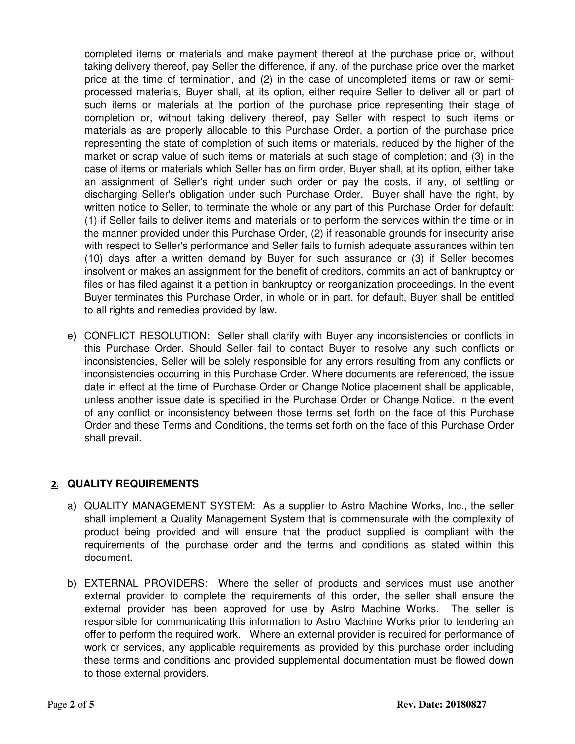completed items or materials and make payment thereof at the purchase price or, without taking delivery thereof, pay Seller the difference, if any, of the purchase price over the market price at the time of termination, and (2) in the case of uncompleted items or raw or semi-processed materials, Buyer shall, at its option, either require Seller to deliver all or part of such items or materials at the portion of the purchase price representing their stage of completion or, without taking delivery thereof, pay Seller with respect to such items or materials as are properly allocable to this Purchase Order, a portion of the purchase price representing the state of completion of such items or materials, reduced by the higher of the market or scrap value of such items or materials at such stage of completion; and (3) in the case of items or materials which Seller has on firm order, Buyer shall, at its option, either take an assignment of Seller's right under such order or pay the costs, if any, of settling or discharging Seller's obligation under such Purchase Order. Buyer shall have the right, by written notice to Seller, to terminate the whole or any part of this Purchase Order for default: (1) if Seller fails to deliver items and materials or to perform the services within the time or in the manner provided under this Purchase Order, (2) if reasonable grounds for insecurity arise with respect to Seller's performance and Seller fails to furnish adequate assurances within ten (10) days after a written demand by Buyer for such assurance or (3) if Seller becomes insolvent or makes an assignment for the benefit of creditors, commits an act of bankruptcy or files or has filed against it a petition in bankruptcy or reorganization proceedings. In the event Buyer terminates this Purchase Order, in whole or in part, for default, Buyer shall be entitled to all rights and remedies provided by law.

e) CONFLICT RESOLUTION: Seller shall clarify with Buyer any inconsistencies or conflicts in this Purchase Order. Should Seller fail to contact Buyer to resolve any such conflicts or inconsistencies, Seller will be solely responsible for any errors resulting from any conflicts or inconsistencies occurring in this Purchase Order. Where documents are referenced, the issue date in effect at the time of Purchase Order or Change Notice placement shall be applicable, unless another issue date is specified in the Purchase Order or Change Notice. In the event of any conflict or inconsistency between those terms set forth on the face of this Purchase Order and these Terms and Conditions, the terms set forth on the face of this Purchase Order shall prevail.

## 2. QUALITY REQUIREMENTS

a) QUALITY MANAGEMENT SYSTEM: As a supplier to Astro Machine Works, Inc., the seller shall implement a Quality Management System that is commensurate with the complexity of product being provided and will ensure that the product supplied is compliant with the requirements of the purchase order and the terms and conditions as stated within this document.

b) EXTERNAL PROVIDERS: Where the seller of products and services must use another external provider to complete the requirements of this order, the seller shall ensure the external provider has been approved for use by Astro Machine Works. The seller is responsible for communicating this information to Astro Machine Works prior to tendering an offer to perform the required work. Where an external provider is required for performance of work or services, any applicable requirements as provided by this purchase order including these terms and conditions and provided supplemental documentation must be flowed down to those external providers.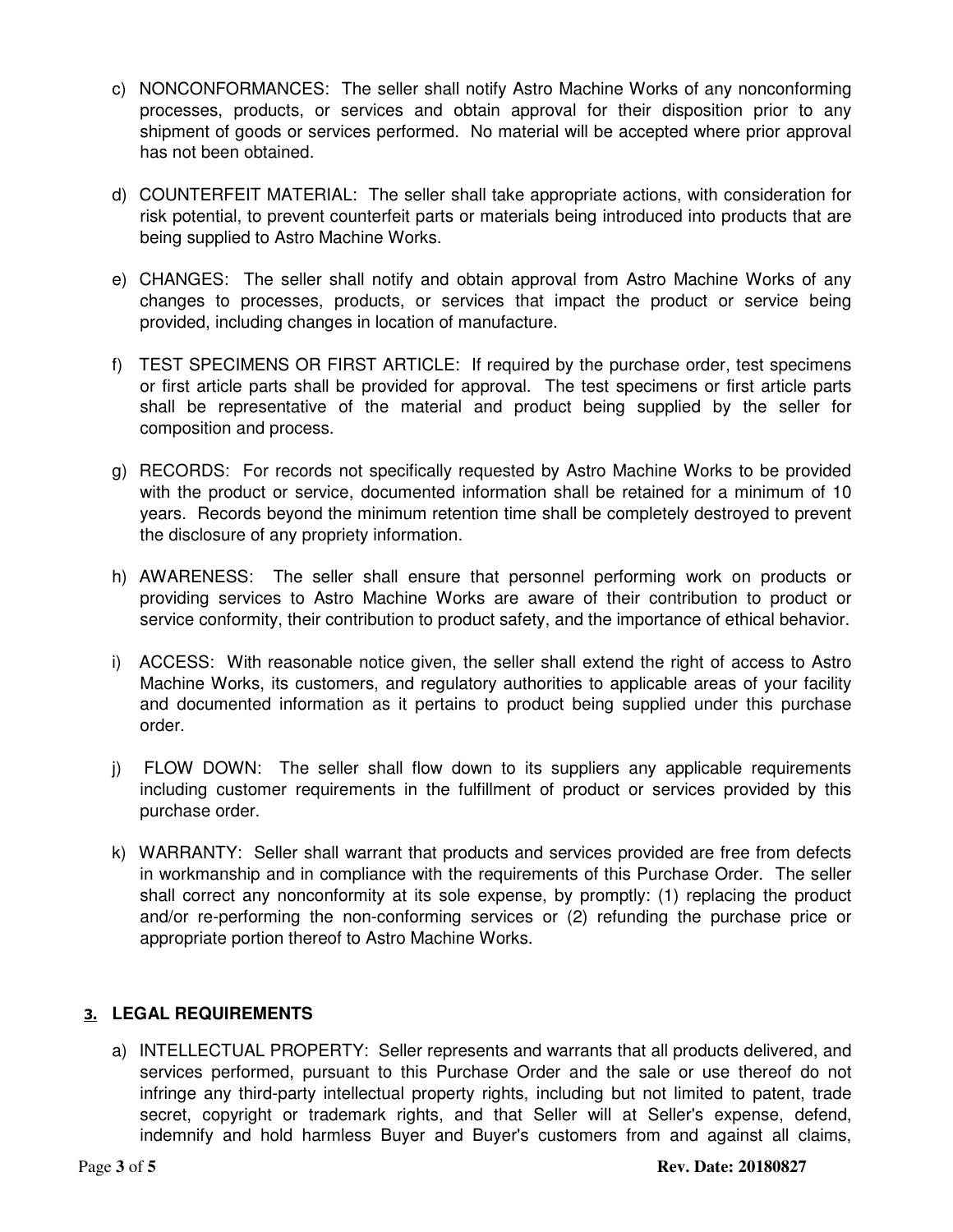c) NONCONFORMANCES: The seller shall notify Astro Machine Works of any nonconforming processes, products, or services and obtain approval for their disposition prior to any shipment of goods or services performed. No material will be accepted where prior approval has not been obtained.

d) COUNTERFEIT MATERIAL: The seller shall take appropriate actions, with consideration for risk potential, to prevent counterfeit parts or materials being introduced into products that are being supplied to Astro Machine Works.

e) CHANGES: The seller shall notify and obtain approval from Astro Machine Works of any changes to processes, products, or services that impact the product or service being provided, including changes in location of manufacture.

f) TEST SPECIMENS OR FIRST ARTICLE: If required by the purchase order, test specimens or first article parts shall be provided for approval. The test specimens or first article parts shall be representative of the material and product being supplied by the seller for composition and process.

g) RECORDS: For records not specifically requested by Astro Machine Works to be provided with the product or service, documented information shall be retained for a minimum of 10 years. Records beyond the minimum retention time shall be completely destroyed to prevent the disclosure of any propriety information.

h) AWARENESS: The seller shall ensure that personnel performing work on products or providing services to Astro Machine Works are aware of their contribution to product or service conformity, their contribution to product safety, and the importance of ethical behavior.

i) ACCESS: With reasonable notice given, the seller shall extend the right of access to Astro Machine Works, its customers, and regulatory authorities to applicable areas of your facility and documented information as it pertains to product being supplied under this purchase order.

j) FLOW DOWN: The seller shall flow down to its suppliers any applicable requirements including customer requirements in the fulfillment of product or services provided by this purchase order.

k) WARRANTY: Seller shall warrant that products and services provided are free from defects in workmanship and in compliance with the requirements of this Purchase Order. The seller shall correct any nonconformity at its sole expense, by promptly: (1) replacing the product and/or re-performing the non-conforming services or (2) refunding the purchase price or appropriate portion thereof to Astro Machine Works.

## 3. LEGAL REQUIREMENTS

a) INTELLECTUAL PROPERTY: Seller represents and warrants that all products delivered, and services performed, pursuant to this Purchase Order and the sale or use thereof do not infringe any third-party intellectual property rights, including but not limited to patent, trade secret, copyright or trademark rights, and that Seller will at Seller's expense, defend, indemnify and hold harmless Buyer and Buyer's customers from and against all claims,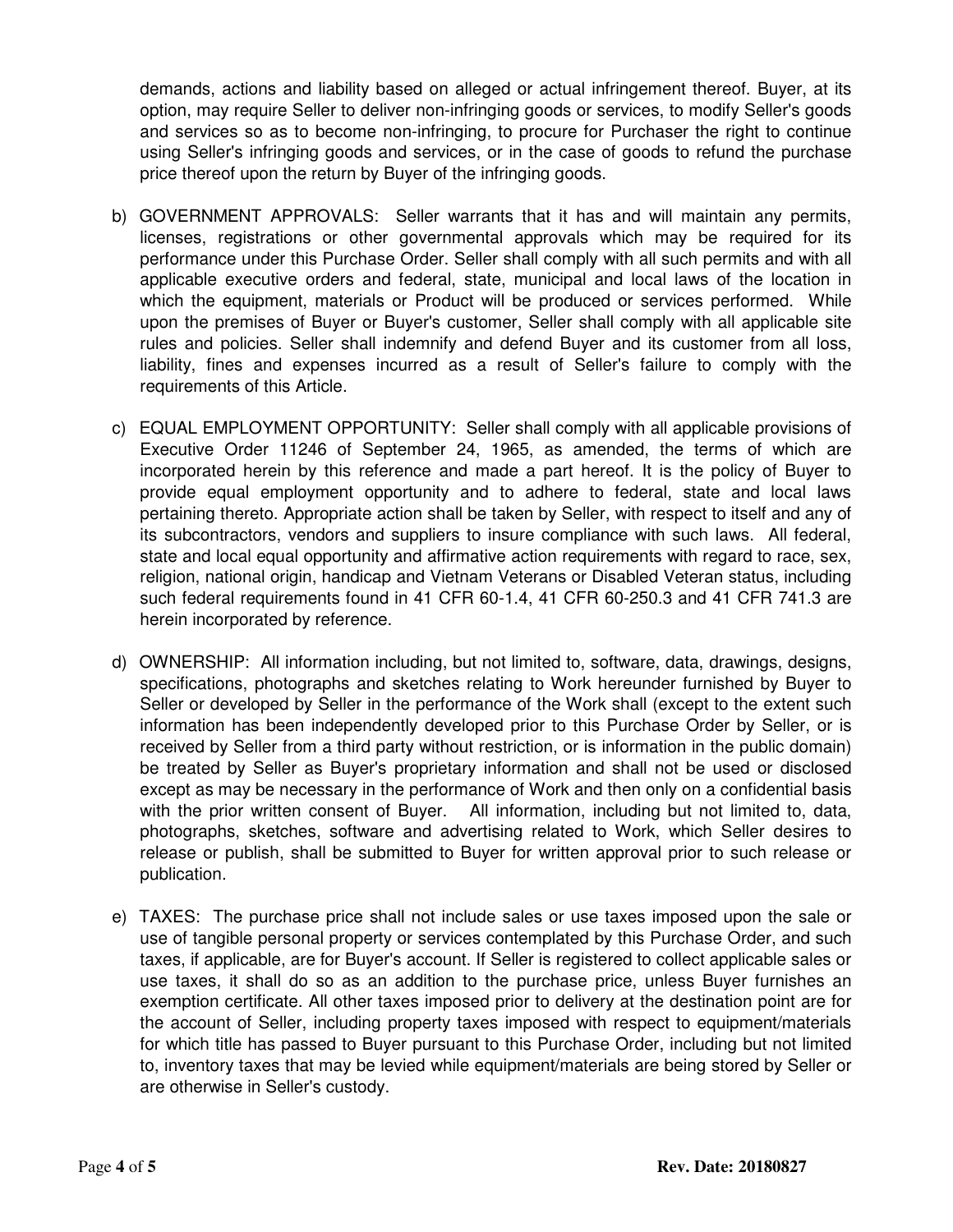demands, actions and liability based on alleged or actual infringement thereof. Buyer, at its option, may require Seller to deliver non-infringing goods or services, to modify Seller's goods and services so as to become non-infringing, to procure for Purchaser the right to continue using Seller's infringing goods and services, or in the case of goods to refund the purchase price thereof upon the return by Buyer of the infringing goods.

b) GOVERNMENT APPROVALS: Seller warrants that it has and will maintain any permits, licenses, registrations or other governmental approvals which may be required for its performance under this Purchase Order. Seller shall comply with all such permits and with all applicable executive orders and federal, state, municipal and local laws of the location in which the equipment, materials or Product will be produced or services performed. While upon the premises of Buyer or Buyer's customer, Seller shall comply with all applicable site rules and policies. Seller shall indemnify and defend Buyer and its customer from all loss, liability, fines and expenses incurred as a result of Seller's failure to comply with the requirements of this Article.

c) EQUAL EMPLOYMENT OPPORTUNITY: Seller shall comply with all applicable provisions of Executive Order 11246 of September 24, 1965, as amended, the terms of which are incorporated herein by this reference and made a part hereof. It is the policy of Buyer to provide equal employment opportunity and to adhere to federal, state and local laws pertaining thereto. Appropriate action shall be taken by Seller, with respect to itself and any of its subcontractors, vendors and suppliers to insure compliance with such laws. All federal, state and local equal opportunity and affirmative action requirements with regard to race, sex, religion, national origin, handicap and Vietnam Veterans or Disabled Veteran status, including such federal requirements found in 41 CFR 60-1.4, 41 CFR 60-250.3 and 41 CFR 741.3 are herein incorporated by reference.

d) OWNERSHIP: All information including, but not limited to, software, data, drawings, designs, specifications, photographs and sketches relating to Work hereunder furnished by Buyer to Seller or developed by Seller in the performance of the Work shall (except to the extent such information has been independently developed prior to this Purchase Order by Seller, or is received by Seller from a third party without restriction, or is information in the public domain) be treated by Seller as Buyer's proprietary information and shall not be used or disclosed except as may be necessary in the performance of Work and then only on a confidential basis with the prior written consent of Buyer. All information, including but not limited to, data, photographs, sketches, software and advertising related to Work, which Seller desires to release or publish, shall be submitted to Buyer for written approval prior to such release or publication.

e) TAXES: The purchase price shall not include sales or use taxes imposed upon the sale or use of tangible personal property or services contemplated by this Purchase Order, and such taxes, if applicable, are for Buyer's account. If Seller is registered to collect applicable sales or use taxes, it shall do so as an addition to the purchase price, unless Buyer furnishes an exemption certificate. All other taxes imposed prior to delivery at the destination point are for the account of Seller, including property taxes imposed with respect to equipment/materials for which title has passed to Buyer pursuant to this Purchase Order, including but not limited to, inventory taxes that may be levied while equipment/materials are being stored by Seller or are otherwise in Seller's custody.

**Rev. Date: 20180827**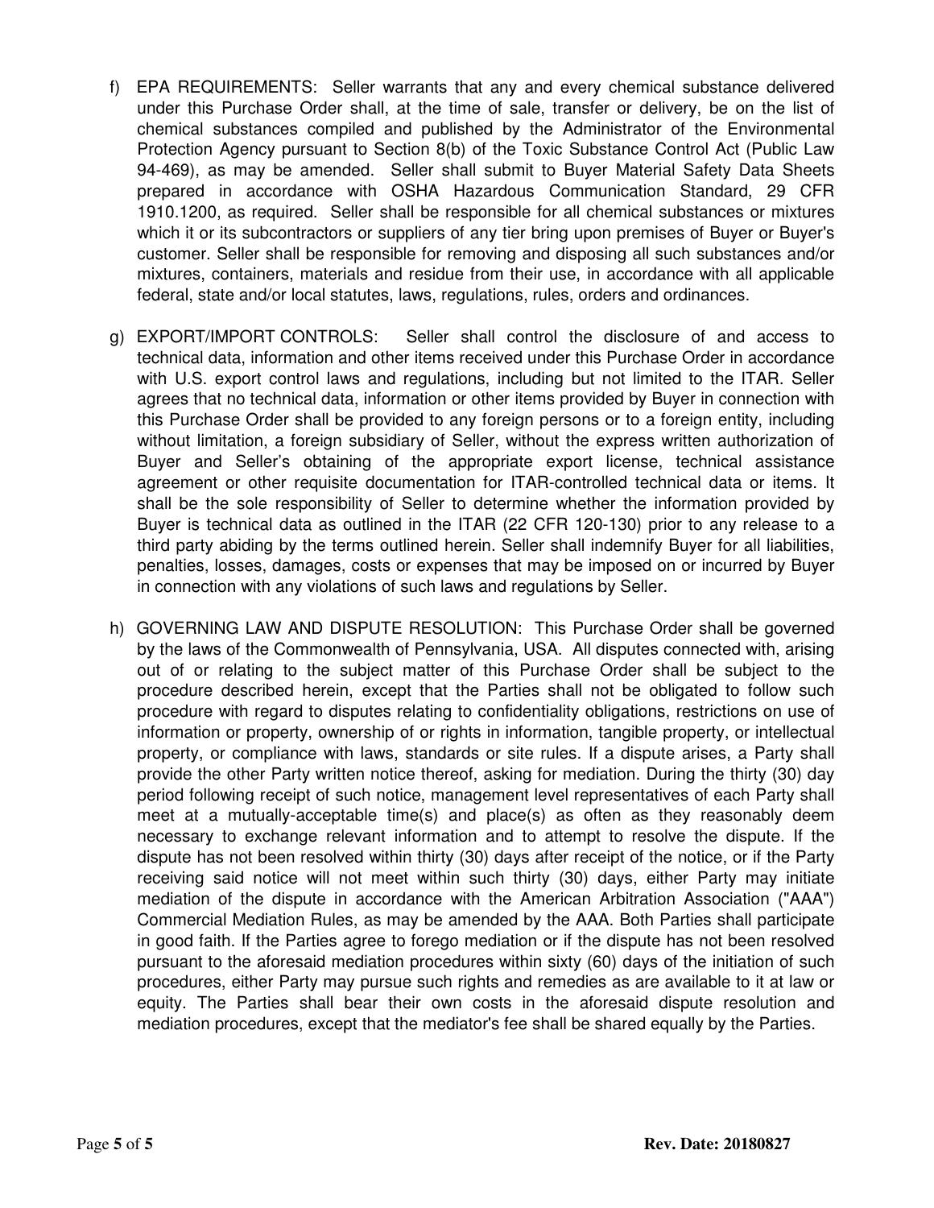f) EPA REQUIREMENTS: Seller warrants that any and every chemical substance delivered under this Purchase Order shall, at the time of sale, transfer or delivery, be on the list of chemical substances compiled and published by the Administrator of the Environmental Protection Agency pursuant to Section 8(b) of the Toxic Substance Control Act (Public Law 94-469), as may be amended. Seller shall submit to Buyer Material Safety Data Sheets prepared in accordance with OSHA Hazardous Communication Standard, 29 CFR 1910.1200, as required. Seller shall be responsible for all chemical substances or mixtures which it or its subcontractors or suppliers of any tier bring upon premises of Buyer or Buyer's customer. Seller shall be responsible for removing and disposing all such substances and/or mixtures, containers, materials and residue from their use, in accordance with all applicable federal, state and/or local statutes, laws, regulations, rules, orders and ordinances.

g) EXPORT/IMPORT CONTROLS: Seller shall control the disclosure of and access to technical data, information and other items received under this Purchase Order in accordance with U.S. export control laws and regulations, including but not limited to the ITAR. Seller agrees that no technical data, information or other items provided by Buyer in connection with this Purchase Order shall be provided to any foreign persons or to a foreign entity, including without limitation, a foreign subsidiary of Seller, without the express written authorization of Buyer and Seller's obtaining of the appropriate export license, technical assistance agreement or other requisite documentation for ITAR-controlled technical data or items. It shall be the sole responsibility of Seller to determine whether the information provided by Buyer is technical data as outlined in the ITAR (22 CFR 120-130) prior to any release to a third party abiding by the terms outlined herein. Seller shall indemnify Buyer for all liabilities, penalties, losses, damages, costs or expenses that may be imposed on or incurred by Buyer in connection with any violations of such laws and regulations by Seller.

h) GOVERNING LAW AND DISPUTE RESOLUTION: This Purchase Order shall be governed by the laws of the Commonwealth of Pennsylvania, USA. All disputes connected with, arising out of or relating to the subject matter of this Purchase Order shall be subject to the procedure described herein, except that the Parties shall not be obligated to follow such procedure with regard to disputes relating to confidentiality obligations, restrictions on use of information or property, ownership of or rights in information, tangible property, or intellectual property, or compliance with laws, standards or site rules. If a dispute arises, a Party shall provide the other Party written notice thereof, asking for mediation. During the thirty (30) day period following receipt of such notice, management level representatives of each Party shall meet at a mutually-acceptable time(s) and place(s) as often as they reasonably deem necessary to exchange relevant information and to attempt to resolve the dispute. If the dispute has not been resolved within thirty (30) days after receipt of the notice, or if the Party receiving said notice will not meet within such thirty (30) days, either Party may initiate mediation of the dispute in accordance with the American Arbitration Association ("AAA") Commercial Mediation Rules, as may be amended by the AAA. Both Parties shall participate in good faith. If the Parties agree to forego mediation or if the dispute has not been resolved pursuant to the aforesaid mediation procedures within sixty (60) days of the initiation of such procedures, either Party may pursue such rights and remedies as are available to it at law or equity. The Parties shall bear their own costs in the aforesaid dispute resolution and mediation procedures, except that the mediator's fee shall be shared equally by the Parties.

**Rev. Date: 20180827**